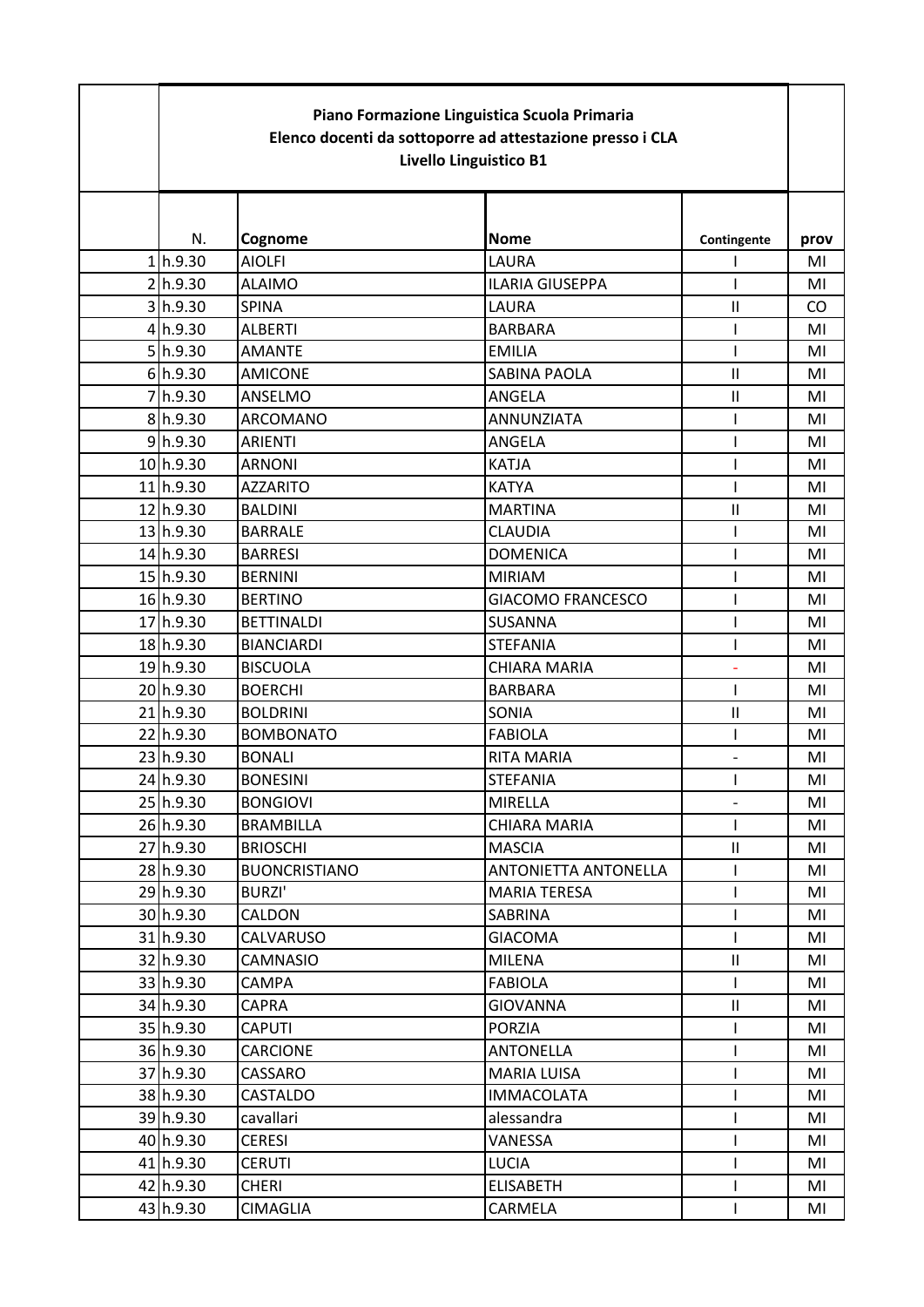**Piano Formazione Linguistica Scuola Primaria**
**Elenco docenti da sottoporre ad attestazione presso i CLA**
**Livello Linguistico B1**

| | N. | Cognome | Nome | Contingente | prov |
|---|---|---|---|---|---|
| 1 | h.9.30 | AIOLFI | LAURA | I | MI |
| 2 | h.9.30 | ALAIMO | ILARIA GIUSEPPA | I | MI |
| 3 | h.9.30 | SPINA | LAURA | II | CO |
| 4 | h.9.30 | ALBERTI | BARBARA | I | MI |
| 5 | h.9.30 | AMANTE | EMILIA | I | MI |
| 6 | h.9.30 | AMICONE | SABINA PAOLA | II | MI |
| 7 | h.9.30 | ANSELMO | ANGELA | II | MI |
| 8 | h.9.30 | ARCOMANO | ANNUNZIATA | I | MI |
| 9 | h.9.30 | ARIENTI | ANGELA | I | MI |
| 10 | h.9.30 | ARNONI | KATJA | I | MI |
| 11 | h.9.30 | AZZARITO | KATYA | I | MI |
| 12 | h.9.30 | BALDINI | MARTINA | II | MI |
| 13 | h.9.30 | BARRALE | CLAUDIA | I | MI |
| 14 | h.9.30 | BARRESI | DOMENICA | I | MI |
| 15 | h.9.30 | BERNINI | MIRIAM | I | MI |
| 16 | h.9.30 | BERTINO | GIACOMO FRANCESCO | I | MI |
| 17 | h.9.30 | BETTINALDI | SUSANNA | I | MI |
| 18 | h.9.30 | BIANCIARDI | STEFANIA | I | MI |
| 19 | h.9.30 | BISCUOLA | CHIARA MARIA | - | MI |
| 20 | h.9.30 | BOERCHI | BARBARA | I | MI |
| 21 | h.9.30 | BOLDRINI | SONIA | II | MI |
| 22 | h.9.30 | BOMBONATO | FABIOLA | I | MI |
| 23 | h.9.30 | BONALI | RITA MARIA | - | MI |
| 24 | h.9.30 | BONESINI | STEFANIA | I | MI |
| 25 | h.9.30 | BONGIOVI | MIRELLA | - | MI |
| 26 | h.9.30 | BRAMBILLA | CHIARA MARIA | I | MI |
| 27 | h.9.30 | BRIOSCHI | MASCIA | II | MI |
| 28 | h.9.30 | BUONCRISTIANO | ANTONIETTA ANTONELLA | I | MI |
| 29 | h.9.30 | BURZI' | MARIA TERESA | I | MI |
| 30 | h.9.30 | CALDON | SABRINA | I | MI |
| 31 | h.9.30 | CALVARUSO | GIACOMA | I | MI |
| 32 | h.9.30 | CAMNASIO | MILENA | II | MI |
| 33 | h.9.30 | CAMPA | FABIOLA | I | MI |
| 34 | h.9.30 | CAPRA | GIOVANNA | II | MI |
| 35 | h.9.30 | CAPUTI | PORZIA | I | MI |
| 36 | h.9.30 | CARCIONE | ANTONELLA | I | MI |
| 37 | h.9.30 | CASSARO | MARIA LUISA | I | MI |
| 38 | h.9.30 | CASTALDO | IMMACOLATA | I | MI |
| 39 | h.9.30 | cavallari | alessandra | I | MI |
| 40 | h.9.30 | CERESI | VANESSA | I | MI |
| 41 | h.9.30 | CERUTI | LUCIA | I | MI |
| 42 | h.9.30 | CHERI | ELISABETH | I | MI |
| 43 | h.9.30 | CIMAGLIA | CARMELA | I | MI |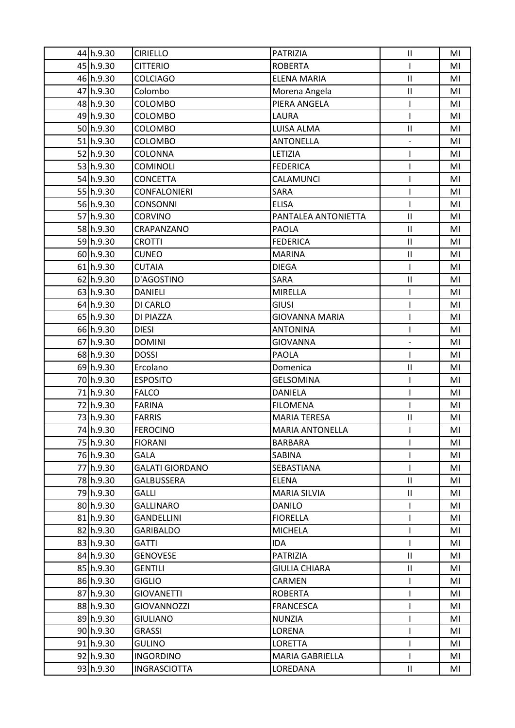| 44 | h.9.30 | CIRIELLO | PATRIZIA | II | MI |
|---|---|---|---|---|---|
| 45 | h.9.30 | CITTERIO | ROBERTA | I | MI |
| 46 | h.9.30 | COLCIAGO | ELENA MARIA | II | MI |
| 47 | h.9.30 | Colombo | Morena Angela | II | MI |
| 48 | h.9.30 | COLOMBO | PIERA ANGELA | I | MI |
| 49 | h.9.30 | COLOMBO | LAURA | I | MI |
| 50 | h.9.30 | COLOMBO | LUISA ALMA | II | MI |
| 51 | h.9.30 | COLOMBO | ANTONELLA | - | MI |
| 52 | h.9.30 | COLONNA | LETIZIA | I | MI |
| 53 | h.9.30 | COMINOLI | FEDERICA | I | MI |
| 54 | h.9.30 | CONCETTA | CALAMUNCI | I | MI |
| 55 | h.9.30 | CONFALONIERI | SARA | I | MI |
| 56 | h.9.30 | CONSONNI | ELISA | I | MI |
| 57 | h.9.30 | CORVINO | PANTALEA ANTONIETTA | II | MI |
| 58 | h.9.30 | CRAPANZANO | PAOLA | II | MI |
| 59 | h.9.30 | CROTTI | FEDERICA | II | MI |
| 60 | h.9.30 | CUNEO | MARINA | II | MI |
| 61 | h.9.30 | CUTAIA | DIEGA | I | MI |
| 62 | h.9.30 | D'AGOSTINO | SARA | II | MI |
| 63 | h.9.30 | DANIELI | MIRELLA | I | MI |
| 64 | h.9.30 | DI CARLO | GIUSI | I | MI |
| 65 | h.9.30 | DI PIAZZA | GIOVANNA MARIA | I | MI |
| 66 | h.9.30 | DIESI | ANTONINA | I | MI |
| 67 | h.9.30 | DOMINI | GIOVANNA | - | MI |
| 68 | h.9.30 | DOSSI | PAOLA | I | MI |
| 69 | h.9.30 | Ercolano | Domenica | II | MI |
| 70 | h.9.30 | ESPOSITO | GELSOMINA | I | MI |
| 71 | h.9.30 | FALCO | DANIELA | I | MI |
| 72 | h.9.30 | FARINA | FILOMENA | I | MI |
| 73 | h.9.30 | FARRIS | MARIA TERESA | II | MI |
| 74 | h.9.30 | FEROCINO | MARIA ANTONELLA | I | MI |
| 75 | h.9.30 | FIORANI | BARBARA | I | MI |
| 76 | h.9.30 | GALA | SABINA | I | MI |
| 77 | h.9.30 | GALATI GIORDANO | SEBASTIANA | I | MI |
| 78 | h.9.30 | GALBUSSERA | ELENA | II | MI |
| 79 | h.9.30 | GALLI | MARIA SILVIA | II | MI |
| 80 | h.9.30 | GALLINARO | DANILO | I | MI |
| 81 | h.9.30 | GANDELLINI | FIORELLA | I | MI |
| 82 | h.9.30 | GARIBALDO | MICHELA | I | MI |
| 83 | h.9.30 | GATTI | IDA | I | MI |
| 84 | h.9.30 | GENOVESE | PATRIZIA | II | MI |
| 85 | h.9.30 | GENTILI | GIULIA CHIARA | II | MI |
| 86 | h.9.30 | GIGLIO | CARMEN | I | MI |
| 87 | h.9.30 | GIOVANETTI | ROBERTA | I | MI |
| 88 | h.9.30 | GIOVANNOZZI | FRANCESCA | I | MI |
| 89 | h.9.30 | GIULIANO | NUNZIA | I | MI |
| 90 | h.9.30 | GRASSI | LORENA | I | MI |
| 91 | h.9.30 | GULINO | LORETTA | I | MI |
| 92 | h.9.30 | INGORDINO | MARIA GABRIELLA | I | MI |
| 93 | h.9.30 | INGRASCIOTTA | LOREDANA | II | MI |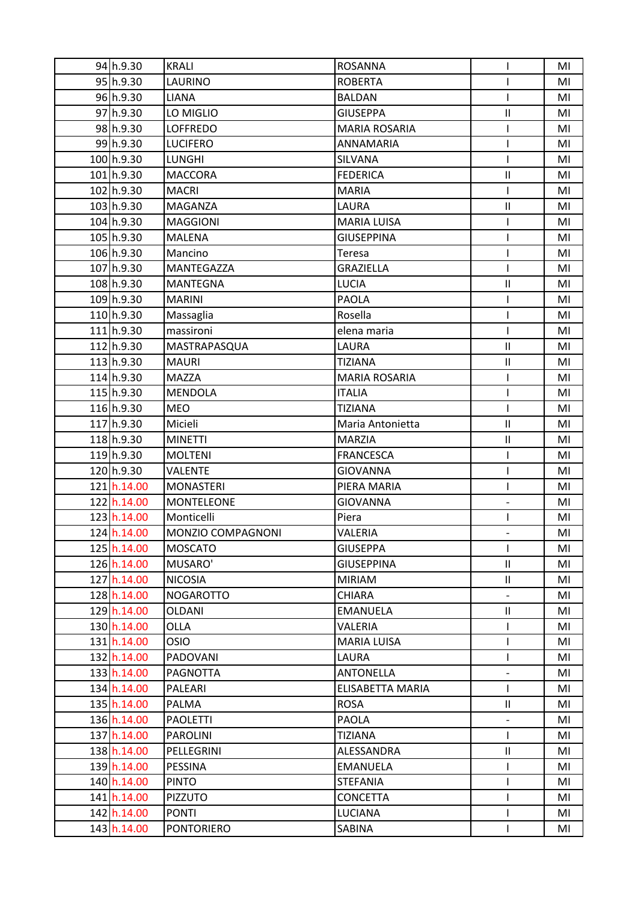| | | | | | |
|---|---|---|---|---|---|
| 94 | h.9.30 | KRALI | ROSANNA | I | MI |
| 95 | h.9.30 | LAURINO | ROBERTA | I | MI |
| 96 | h.9.30 | LIANA | BALDAN | I | MI |
| 97 | h.9.30 | LO MIGLIO | GIUSEPPA | II | MI |
| 98 | h.9.30 | LOFFREDO | MARIA ROSARIA | I | MI |
| 99 | h.9.30 | LUCIFERO | ANNAMARIA | I | MI |
| 100 | h.9.30 | LUNGHI | SILVANA | I | MI |
| 101 | h.9.30 | MACCORA | FEDERICA | II | MI |
| 102 | h.9.30 | MACRI | MARIA | I | MI |
| 103 | h.9.30 | MAGANZA | LAURA | II | MI |
| 104 | h.9.30 | MAGGIONI | MARIA LUISA | I | MI |
| 105 | h.9.30 | MALENA | GIUSEPPINA | I | MI |
| 106 | h.9.30 | Mancino | Teresa | I | MI |
| 107 | h.9.30 | MANTEGAZZA | GRAZIELLA | I | MI |
| 108 | h.9.30 | MANTEGNA | LUCIA | II | MI |
| 109 | h.9.30 | MARINI | PAOLA | I | MI |
| 110 | h.9.30 | Massaglia | Rosella | I | MI |
| 111 | h.9.30 | massironi | elena maria | I | MI |
| 112 | h.9.30 | MASTRAPASQUA | LAURA | II | MI |
| 113 | h.9.30 | MAURI | TIZIANA | II | MI |
| 114 | h.9.30 | MAZZA | MARIA ROSARIA | I | MI |
| 115 | h.9.30 | MENDOLA | ITALIA | I | MI |
| 116 | h.9.30 | MEO | TIZIANA | I | MI |
| 117 | h.9.30 | Micieli | Maria Antonietta | II | MI |
| 118 | h.9.30 | MINETTI | MARZIA | II | MI |
| 119 | h.9.30 | MOLTENI | FRANCESCA | I | MI |
| 120 | h.9.30 | VALENTE | GIOVANNA | I | MI |
| 121 | h.14.00 | MONASTERI | PIERA MARIA | I | MI |
| 122 | h.14.00 | MONTELEONE | GIOVANNA | - | MI |
| 123 | h.14.00 | Monticelli | Piera | I | MI |
| 124 | h.14.00 | MONZIO COMPAGNONI | VALERIA | - | MI |
| 125 | h.14.00 | MOSCATO | GIUSEPPA | I | MI |
| 126 | h.14.00 | MUSARO' | GIUSEPPINA | II | MI |
| 127 | h.14.00 | NICOSIA | MIRIAM | II | MI |
| 128 | h.14.00 | NOGAROTTO | CHIARA | - | MI |
| 129 | h.14.00 | OLDANI | EMANUELA | II | MI |
| 130 | h.14.00 | OLLA | VALERIA | I | MI |
| 131 | h.14.00 | OSIO | MARIA LUISA | I | MI |
| 132 | h.14.00 | PADOVANI | LAURA | I | MI |
| 133 | h.14.00 | PAGNOTTA | ANTONELLA | - | MI |
| 134 | h.14.00 | PALEARI | ELISABETTA MARIA | I | MI |
| 135 | h.14.00 | PALMA | ROSA | II | MI |
| 136 | h.14.00 | PAOLETTI | PAOLA | - | MI |
| 137 | h.14.00 | PAROLINI | TIZIANA | I | MI |
| 138 | h.14.00 | PELLEGRINI | ALESSANDRA | II | MI |
| 139 | h.14.00 | PESSINA | EMANUELA | I | MI |
| 140 | h.14.00 | PINTO | STEFANIA | I | MI |
| 141 | h.14.00 | PIZZUTO | CONCETTA | I | MI |
| 142 | h.14.00 | PONTI | LUCIANA | I | MI |
| 143 | h.14.00 | PONTORIERO | SABINA | I | MI |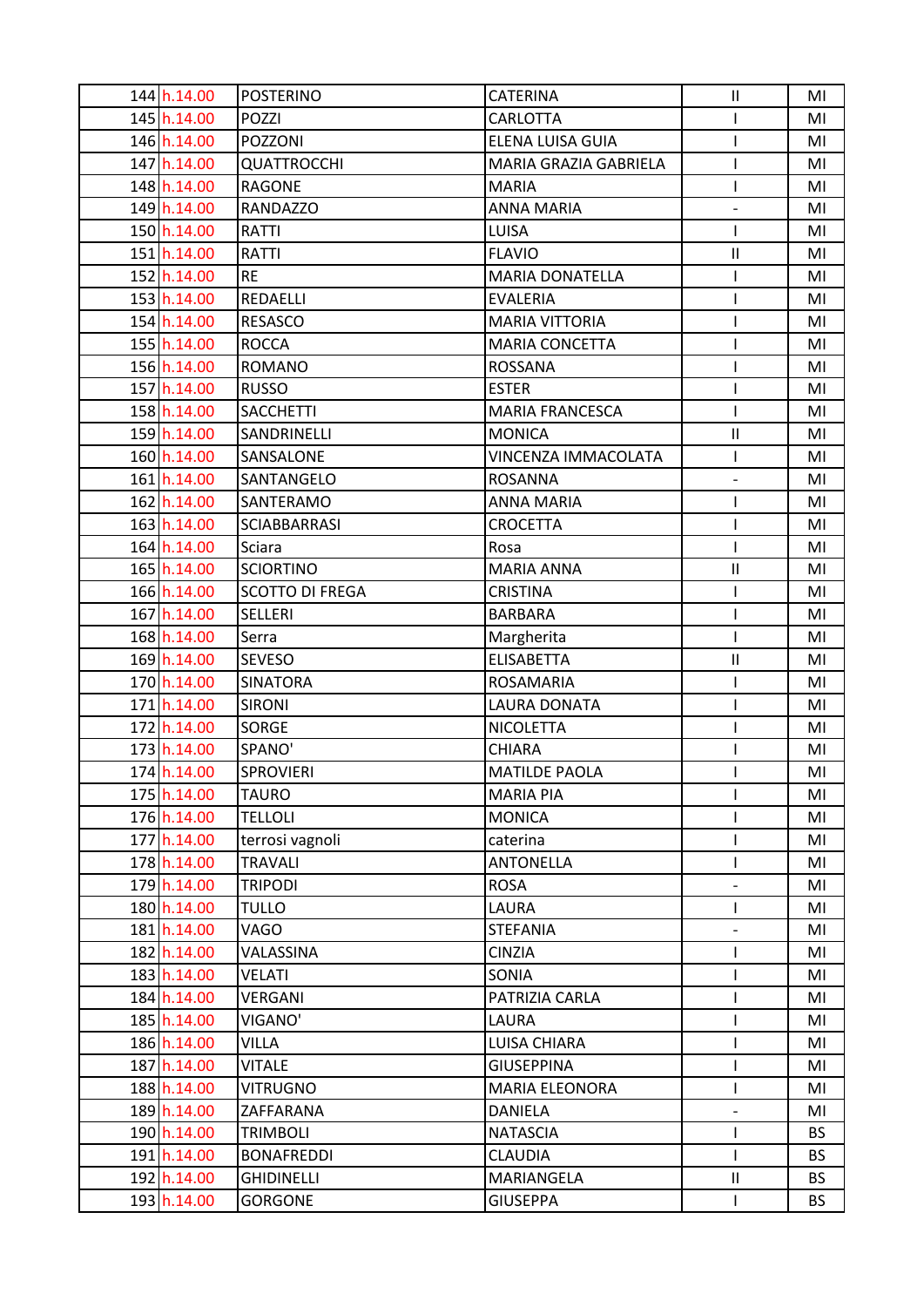| 144 | h.14.00 | POSTERINO | CATERINA | II | MI |
|---|---|---|---|---|---|
| 145 | h.14.00 | POZZI | CARLOTTA | I | MI |
| 146 | h.14.00 | POZZONI | ELENA LUISA GUIA | I | MI |
| 147 | h.14.00 | QUATTROCCHI | MARIA GRAZIA GABRIELA | I | MI |
| 148 | h.14.00 | RAGONE | MARIA | I | MI |
| 149 | h.14.00 | RANDAZZO | ANNA MARIA | - | MI |
| 150 | h.14.00 | RATTI | LUISA | I | MI |
| 151 | h.14.00 | RATTI | FLAVIO | II | MI |
| 152 | h.14.00 | RE | MARIA DONATELLA | I | MI |
| 153 | h.14.00 | REDAELLI | EVALERIA | I | MI |
| 154 | h.14.00 | RESASCO | MARIA VITTORIA | I | MI |
| 155 | h.14.00 | ROCCA | MARIA CONCETTA | I | MI |
| 156 | h.14.00 | ROMANO | ROSSANA | I | MI |
| 157 | h.14.00 | RUSSO | ESTER | I | MI |
| 158 | h.14.00 | SACCHETTI | MARIA FRANCESCA | I | MI |
| 159 | h.14.00 | SANDRINELLI | MONICA | II | MI |
| 160 | h.14.00 | SANSALONE | VINCENZA IMMACOLATA | I | MI |
| 161 | h.14.00 | SANTANGELO | ROSANNA | - | MI |
| 162 | h.14.00 | SANTERAMO | ANNA MARIA | I | MI |
| 163 | h.14.00 | SCIABBARRASI | CROCETTA | I | MI |
| 164 | h.14.00 | Sciara | Rosa | I | MI |
| 165 | h.14.00 | SCIORTINO | MARIA ANNA | II | MI |
| 166 | h.14.00 | SCOTTO DI FREGA | CRISTINA | I | MI |
| 167 | h.14.00 | SELLERI | BARBARA | I | MI |
| 168 | h.14.00 | Serra | Margherita | I | MI |
| 169 | h.14.00 | SEVESO | ELISABETTA | II | MI |
| 170 | h.14.00 | SINATORA | ROSAMARIA | I | MI |
| 171 | h.14.00 | SIRONI | LAURA DONATA | I | MI |
| 172 | h.14.00 | SORGE | NICOLETTA | I | MI |
| 173 | h.14.00 | SPANO' | CHIARA | I | MI |
| 174 | h.14.00 | SPROVIERI | MATILDE PAOLA | I | MI |
| 175 | h.14.00 | TAURO | MARIA PIA | I | MI |
| 176 | h.14.00 | TELLOLI | MONICA | I | MI |
| 177 | h.14.00 | terrosi vagnoli | caterina | I | MI |
| 178 | h.14.00 | TRAVALI | ANTONELLA | I | MI |
| 179 | h.14.00 | TRIPODI | ROSA | - | MI |
| 180 | h.14.00 | TULLO | LAURA | I | MI |
| 181 | h.14.00 | VAGO | STEFANIA | - | MI |
| 182 | h.14.00 | VALASSINA | CINZIA | I | MI |
| 183 | h.14.00 | VELATI | SONIA | I | MI |
| 184 | h.14.00 | VERGANI | PATRIZIA CARLA | I | MI |
| 185 | h.14.00 | VIGANO' | LAURA | I | MI |
| 186 | h.14.00 | VILLA | LUISA CHIARA | I | MI |
| 187 | h.14.00 | VITALE | GIUSEPPINA | I | MI |
| 188 | h.14.00 | VITRUGNO | MARIA ELEONORA | I | MI |
| 189 | h.14.00 | ZAFFARANA | DANIELA | - | MI |
| 190 | h.14.00 | TRIMBOLI | NATASCIA | I | BS |
| 191 | h.14.00 | BONAFREDDI | CLAUDIA | I | BS |
| 192 | h.14.00 | GHIDINELLI | MARIANGELA | II | BS |
| 193 | h.14.00 | GORGONE | GIUSEPPA | I | BS |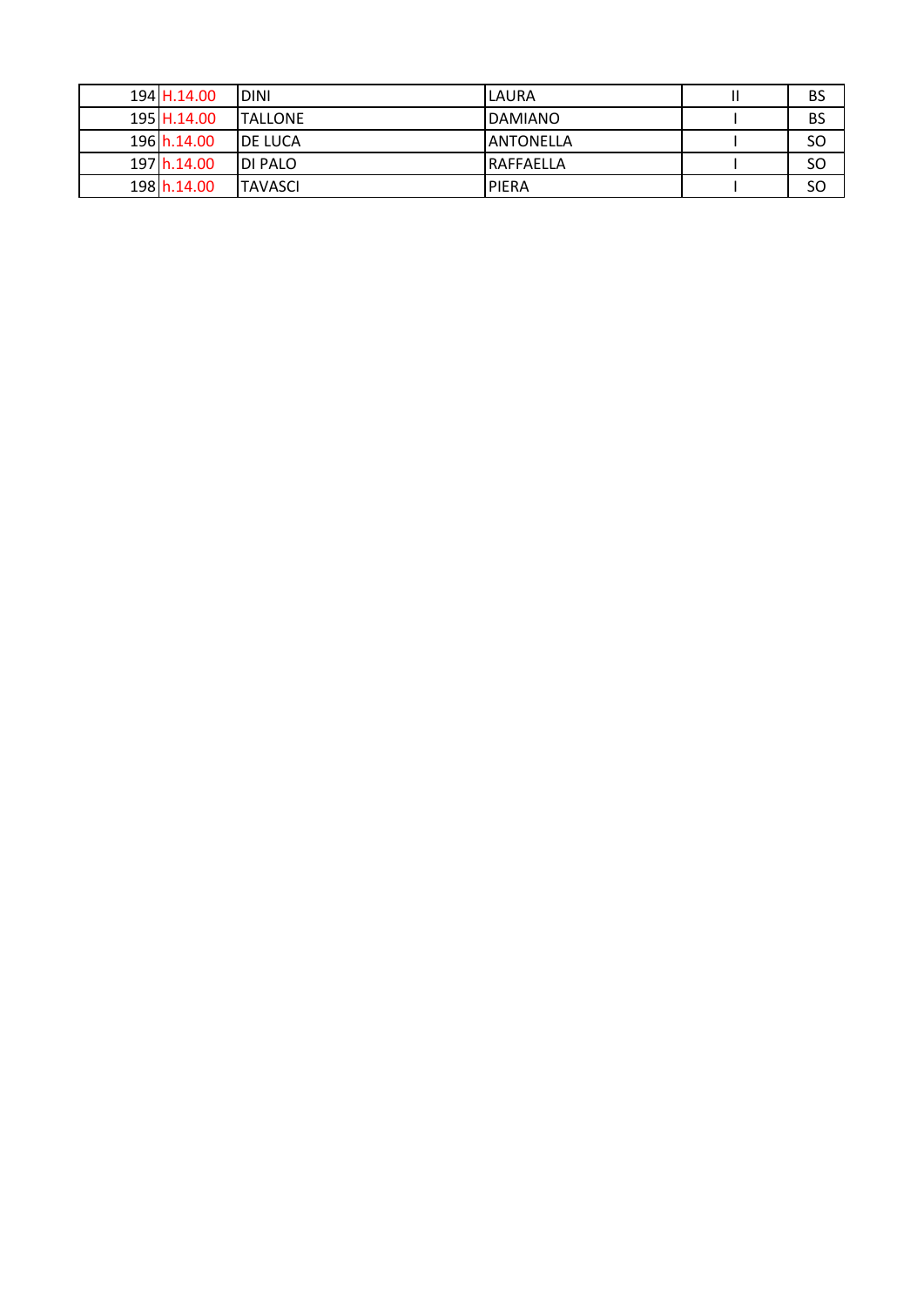| | | | | | |
|---|---|---|---|---|---|
| 194 | H.14.00 | DINI | LAURA | II | BS |
| 195 | H.14.00 | TALLONE | DAMIANO | I | BS |
| 196 | h.14.00 | DE LUCA | ANTONELLA | I | SO |
| 197 | h.14.00 | DI PALO | RAFFAELLA | I | SO |
| 198 | h.14.00 | TAVASCI | PIERA | I | SO |